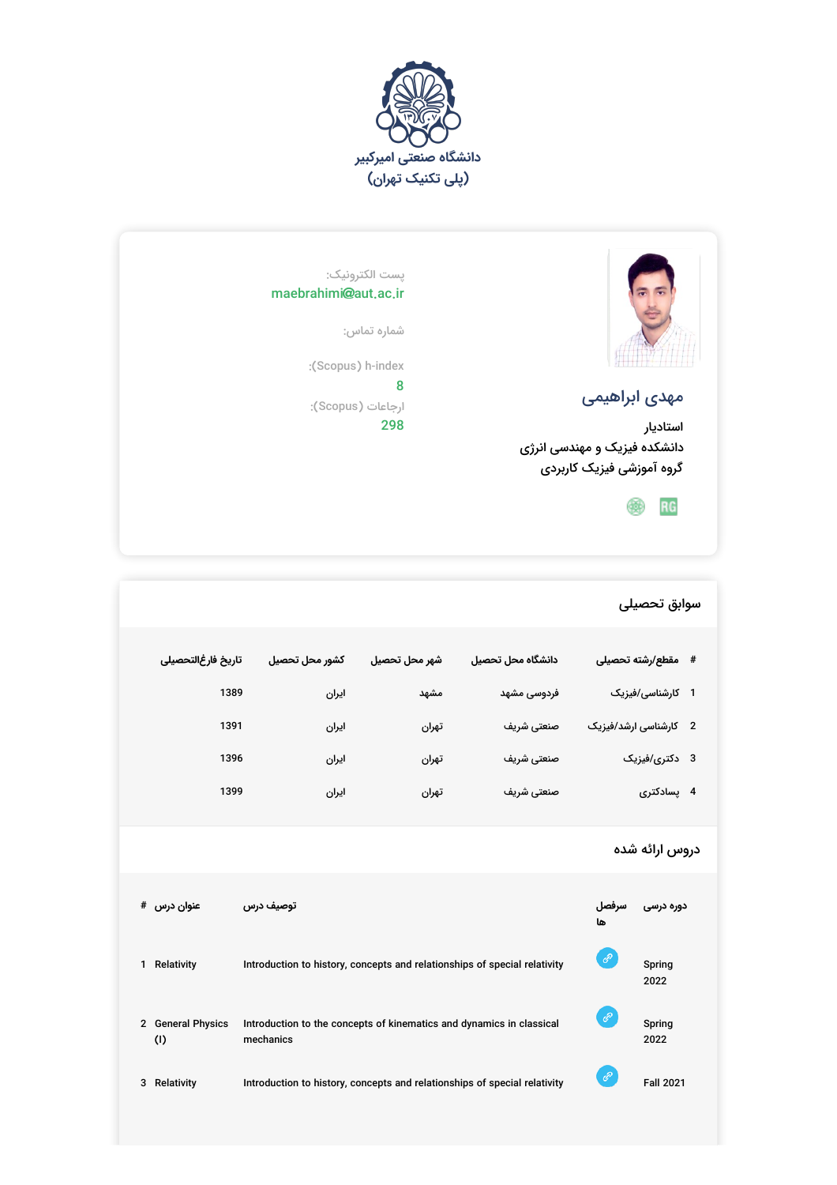دانشگاه صنعتی امیرکبیر
(پلی تکنیک تهران)

## مهدی ابراهیمی

استادیار
دانشکده فیزیک و مهندسی انرژی
گروه آموزشی فیزیک کاربردی

پست الکترونیک:
maebrahimi@aut.ac.ir

شماره تماس:

h-index (Scopus):
8

ارجاعات (Scopus):
298

## سوابق تحصیلی

| # | مقطع/رشته تحصیلی | دانشگاه محل تحصیل | شهر محل تحصیل | کشور محل تحصیل | تاریخ فارغ‌التحصیلی |
|---|---|---|---|---|---|
| 1 | کارشناسی/فیزیک | فردوسی مشهد | مشهد | ایران | 1389 |
| 2 | کارشناسی ارشد/فیزیک | صنعتی شریف | تهران | ایران | 1391 |
| 3 | دکتری/فیزیک | صنعتی شریف | تهران | ایران | 1396 |
| 4 | پسادکتری | صنعتی شریف | تهران | ایران | 1399 |

## دروس ارائه شده

| # | عنوان درس | توصیف درس | سرفصل ها | دوره درسی |
|---|---|---|---|---|
| 1 | Relativity | Introduction to history, concepts and relationships of special relativity | | Spring 2022 |
| 2 | General Physics (I) | Introduction to the concepts of kinematics and dynamics in classical mechanics | | Spring 2022 |
| 3 | Relativity | Introduction to history, concepts and relationships of special relativity | | Fall 2021 |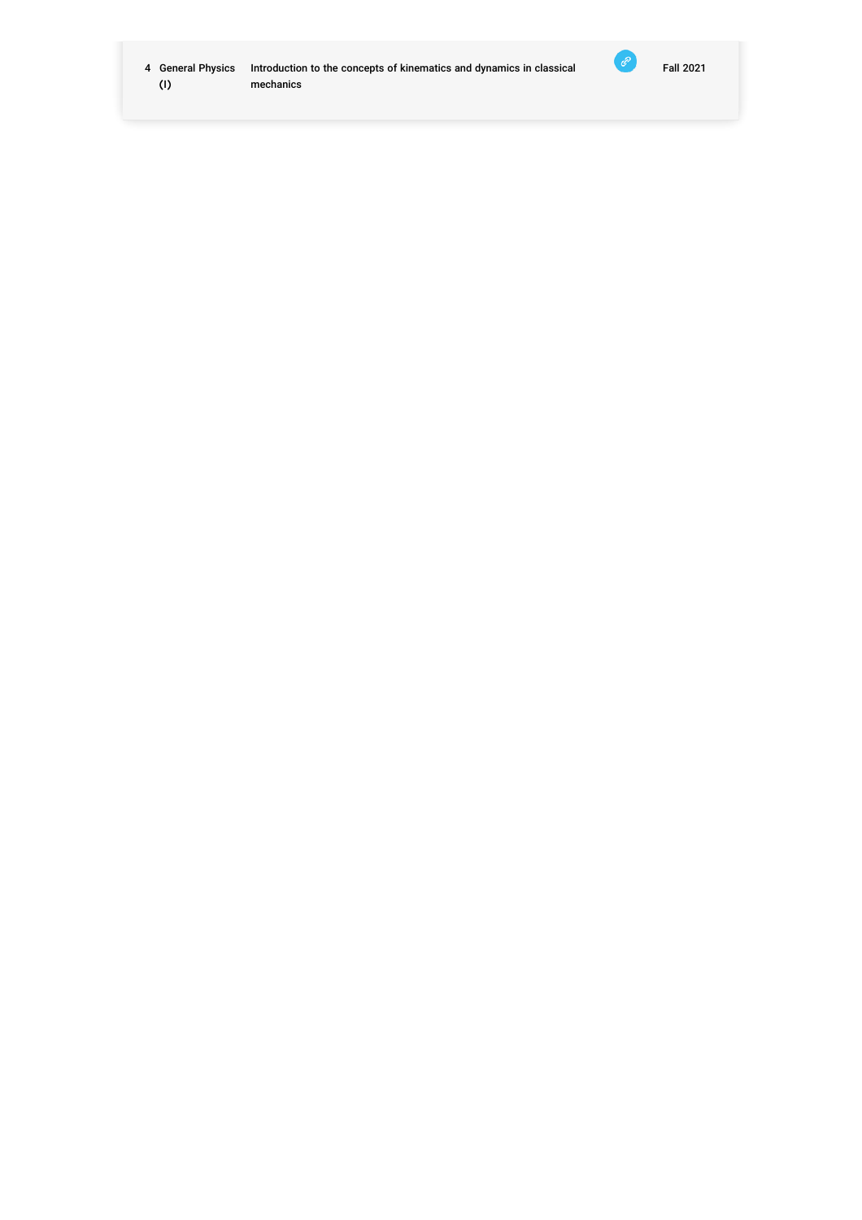| | | | | |
|---|---|---|---|---|
| 4 | General Physics (I) | Introduction to the concepts of kinematics and dynamics in classical mechanics | | Fall 2021 |